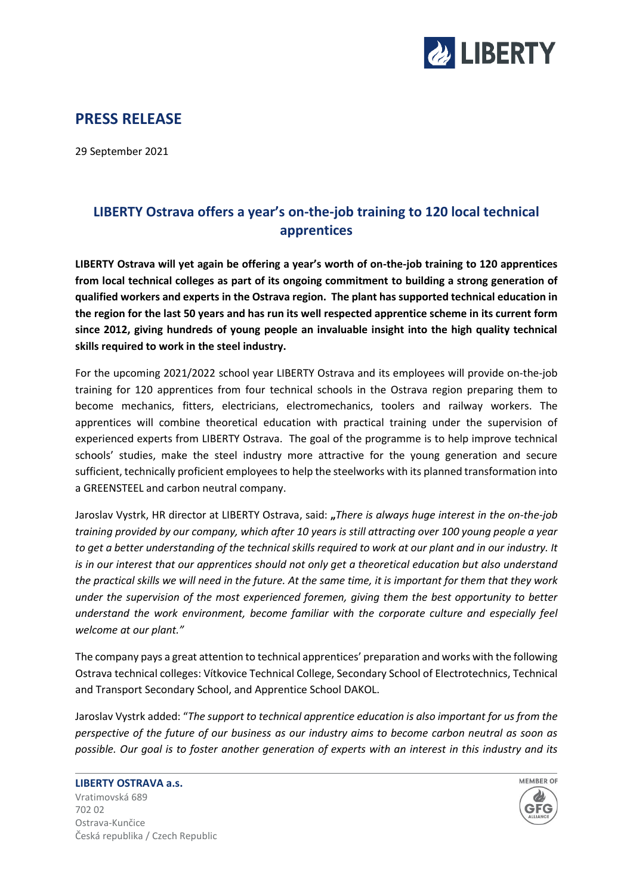## PRESS RELEASE

29 September 2021

### LIBERTY Ostrava offers a year's on-the-job training to 120 local technical apprentices

**LIBERTY Ostrava will yet again be offering a year's worth of on-the-job training to 120 apprentices from local technical colleges as part of its ongoing commitment to building a strong generation of qualified workers and experts in the Ostrava region. The plant has supported technical education in the region for the last 50 years and has run its well respected apprentice scheme in its current form since 2012, giving hundreds of young people an invaluable insight into the high quality technical skills required to work in the steel industry.**

For the upcoming 2021/2022 school year LIBERTY Ostrava and its employees will provide on-the-job training for 120 apprentices from four technical schools in the Ostrava region preparing them to become mechanics, fitters, electricians, electromechanics, toolers and railway workers. The apprentices will combine theoretical education with practical training under the supervision of experienced experts from LIBERTY Ostrava. The goal of the programme is to help improve technical schools' studies, make the steel industry more attractive for the young generation and secure sufficient, technically proficient employees to help the steelworks with its planned transformation into a GREENSTEEL and carbon neutral company.

Jaroslav Vystrk, HR director at LIBERTY Ostrava, said: „*There is always huge interest in the on-the-job training provided by our company, which after 10 years is still attracting over 100 young people a year to get a better understanding of the technical skills required to work at our plant and in our industry. It is in our interest that our apprentices should not only get a theoretical education but also understand the practical skills we will need in the future. At the same time, it is important for them that they work under the supervision of the most experienced foremen, giving them the best opportunity to better understand the work environment, become familiar with the corporate culture and especially feel welcome at our plant."*

The company pays a great attention to technical apprentices' preparation and works with the following Ostrava technical colleges: Vítkovice Technical College, Secondary School of Electrotechnics, Technical and Transport Secondary School, and Apprentice School DAKOL.

Jaroslav Vystrk added: "*The support to technical apprentice education is also important for us from the perspective of the future of our business as our industry aims to become carbon neutral as soon as possible. Our goal is to foster another generation of experts with an interest in this industry and its*

**LIBERTY OSTRAVA a.s.**
Vratimovská 689
702 02
Ostrava-Kunčice
Česká republika / Czech Republic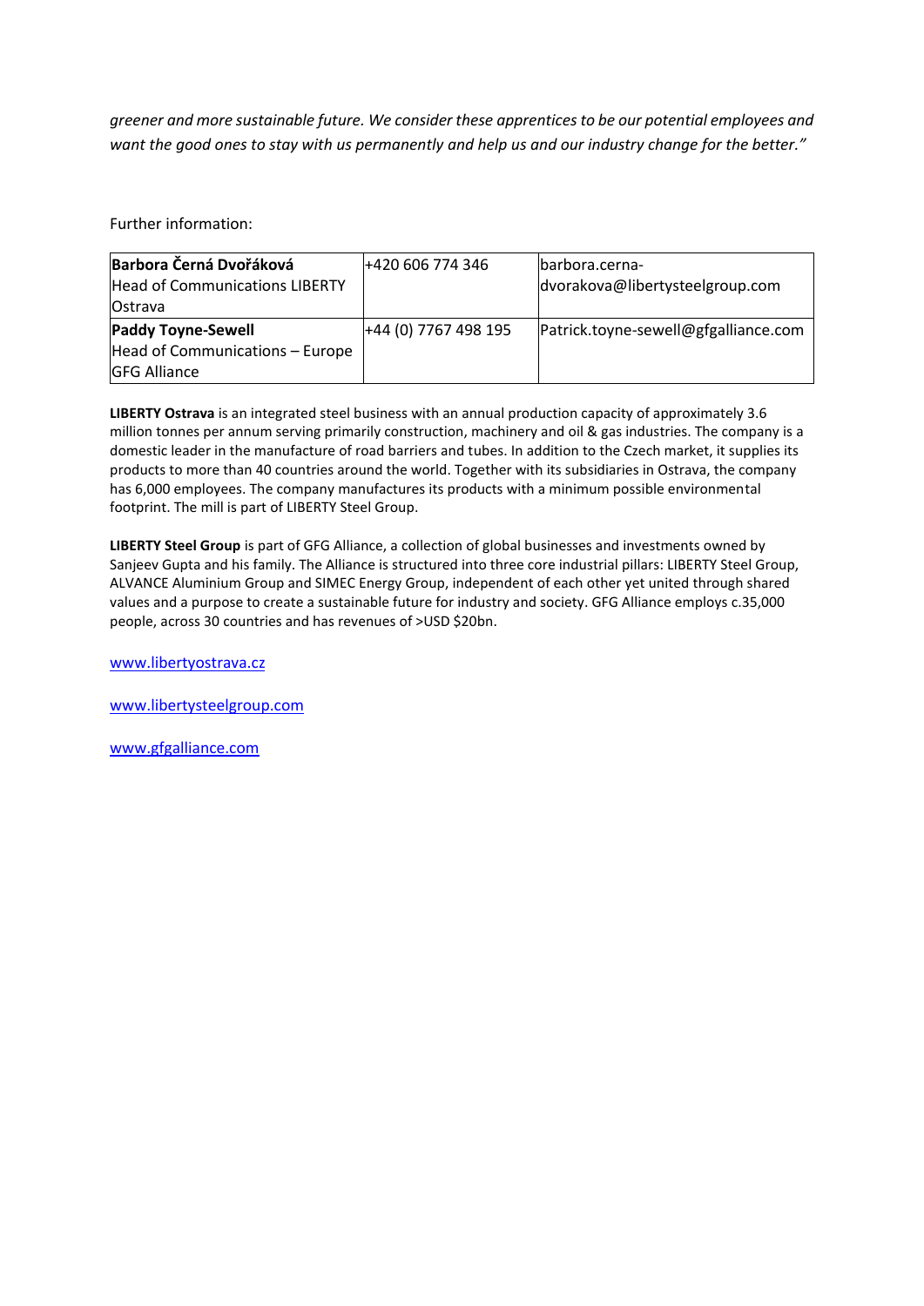*greener and more sustainable future. We consider these apprentices to be our potential employees and want the good ones to stay with us permanently and help us and our industry change for the better."*

Further information:

| | | |
|---|---|---|
| **Barbora Černá Dvořáková**<br>Head of Communications LIBERTY Ostrava | +420 606 774 346 | barbora.cerna-dvorakova@libertysteelgroup.com |
| **Paddy Toyne-Sewell**<br>Head of Communications – Europe GFG Alliance | +44 (0) 7767 498 195 | Patrick.toyne-sewell@gfgalliance.com |

**LIBERTY Ostrava** is an integrated steel business with an annual production capacity of approximately 3.6 million tonnes per annum serving primarily construction, machinery and oil & gas industries. The company is a domestic leader in the manufacture of road barriers and tubes. In addition to the Czech market, it supplies its products to more than 40 countries around the world. Together with its subsidiaries in Ostrava, the company has 6,000 employees. The company manufactures its products with a minimum possible environmental footprint. The mill is part of LIBERTY Steel Group.

**LIBERTY Steel Group** is part of GFG Alliance, a collection of global businesses and investments owned by Sanjeev Gupta and his family. The Alliance is structured into three core industrial pillars: LIBERTY Steel Group, ALVANCE Aluminium Group and SIMEC Energy Group, independent of each other yet united through shared values and a purpose to create a sustainable future for industry and society. GFG Alliance employs c.35,000 people, across 30 countries and has revenues of >USD $20bn.

www.libertyostrava.cz

www.libertysteelgroup.com

www.gfgalliance.com